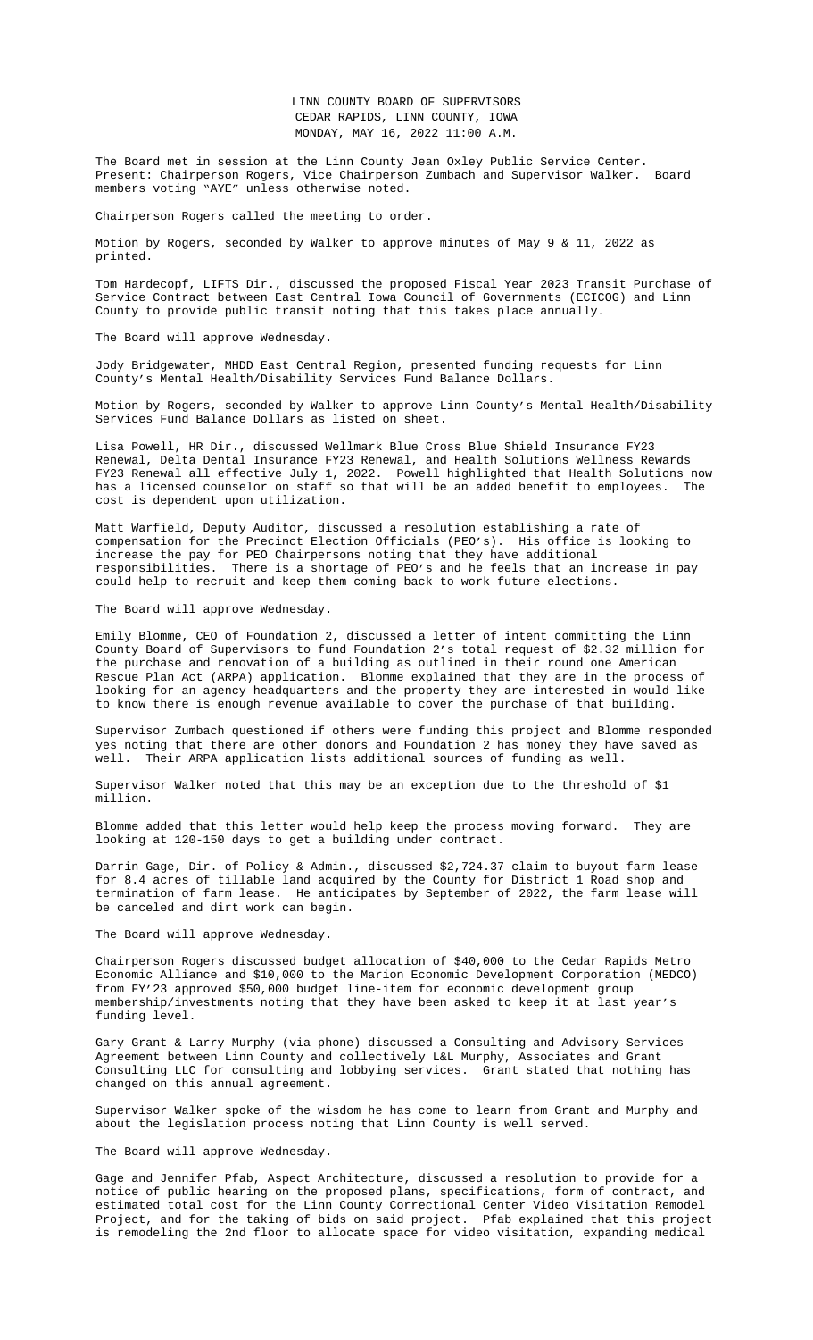LINN COUNTY BOARD OF SUPERVISORS
CEDAR RAPIDS, LINN COUNTY, IOWA
MONDAY, MAY 16, 2022 11:00 A.M.

The Board met in session at the Linn County Jean Oxley Public Service Center. Present: Chairperson Rogers, Vice Chairperson Zumbach and Supervisor Walker. Board members voting "AYE" unless otherwise noted.

Chairperson Rogers called the meeting to order.

Motion by Rogers, seconded by Walker to approve minutes of May 9 & 11, 2022 as printed.

Tom Hardecopf, LIFTS Dir., discussed the proposed Fiscal Year 2023 Transit Purchase of Service Contract between East Central Iowa Council of Governments (ECICOG) and Linn County to provide public transit noting that this takes place annually.

The Board will approve Wednesday.

Jody Bridgewater, MHDD East Central Region, presented funding requests for Linn County's Mental Health/Disability Services Fund Balance Dollars.

Motion by Rogers, seconded by Walker to approve Linn County's Mental Health/Disability Services Fund Balance Dollars as listed on sheet.

Lisa Powell, HR Dir., discussed Wellmark Blue Cross Blue Shield Insurance FY23 Renewal, Delta Dental Insurance FY23 Renewal, and Health Solutions Wellness Rewards FY23 Renewal all effective July 1, 2022. Powell highlighted that Health Solutions now has a licensed counselor on staff so that will be an added benefit to employees. The cost is dependent upon utilization.

Matt Warfield, Deputy Auditor, discussed a resolution establishing a rate of compensation for the Precinct Election Officials (PEO's). His office is looking to increase the pay for PEO Chairpersons noting that they have additional responsibilities. There is a shortage of PEO's and he feels that an increase in pay could help to recruit and keep them coming back to work future elections.

The Board will approve Wednesday.

Emily Blomme, CEO of Foundation 2, discussed a letter of intent committing the Linn County Board of Supervisors to fund Foundation 2's total request of $2.32 million for the purchase and renovation of a building as outlined in their round one American Rescue Plan Act (ARPA) application. Blomme explained that they are in the process of looking for an agency headquarters and the property they are interested in would like to know there is enough revenue available to cover the purchase of that building.

Supervisor Zumbach questioned if others were funding this project and Blomme responded yes noting that there are other donors and Foundation 2 has money they have saved as well. Their ARPA application lists additional sources of funding as well.

Supervisor Walker noted that this may be an exception due to the threshold of $1 million.

Blomme added that this letter would help keep the process moving forward. They are looking at 120-150 days to get a building under contract.

Darrin Gage, Dir. of Policy & Admin., discussed $2,724.37 claim to buyout farm lease for 8.4 acres of tillable land acquired by the County for District 1 Road shop and termination of farm lease. He anticipates by September of 2022, the farm lease will be canceled and dirt work can begin.

The Board will approve Wednesday.

Chairperson Rogers discussed budget allocation of $40,000 to the Cedar Rapids Metro Economic Alliance and $10,000 to the Marion Economic Development Corporation (MEDCO) from FY'23 approved $50,000 budget line-item for economic development group membership/investments noting that they have been asked to keep it at last year's funding level.

Gary Grant & Larry Murphy (via phone) discussed a Consulting and Advisory Services Agreement between Linn County and collectively L&L Murphy, Associates and Grant Consulting LLC for consulting and lobbying services. Grant stated that nothing has changed on this annual agreement.

Supervisor Walker spoke of the wisdom he has come to learn from Grant and Murphy and about the legislation process noting that Linn County is well served.

The Board will approve Wednesday.

Gage and Jennifer Pfab, Aspect Architecture, discussed a resolution to provide for a notice of public hearing on the proposed plans, specifications, form of contract, and estimated total cost for the Linn County Correctional Center Video Visitation Remodel Project, and for the taking of bids on said project. Pfab explained that this project is remodeling the 2nd floor to allocate space for video visitation, expanding medical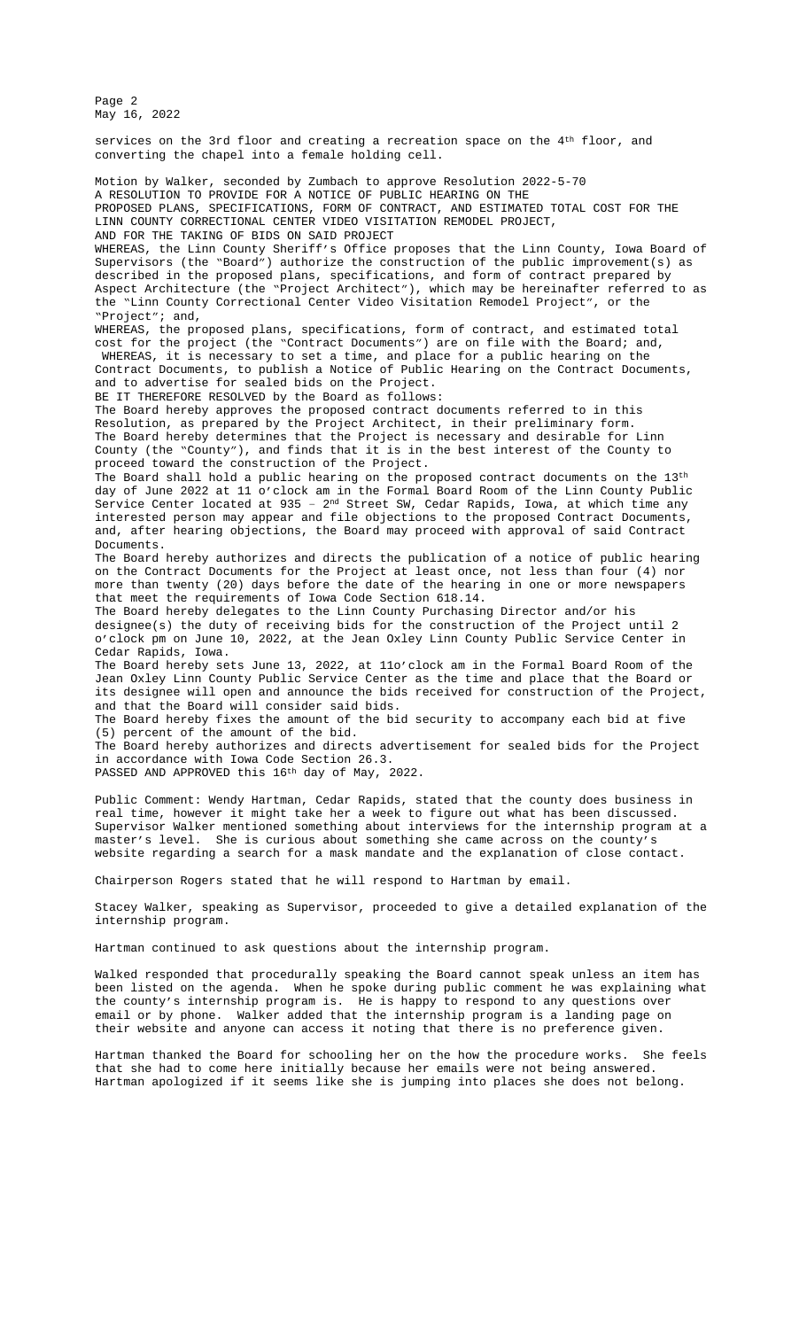services on the 3rd floor and creating a recreation space on the 4th floor, and converting the chapel into a female holding cell.

Motion by Walker, seconded by Zumbach to approve Resolution 2022-5-70
A RESOLUTION TO PROVIDE FOR A NOTICE OF PUBLIC HEARING ON THE PROPOSED PLANS, SPECIFICATIONS, FORM OF CONTRACT, AND ESTIMATED TOTAL COST FOR THE LINN COUNTY CORRECTIONAL CENTER VIDEO VISITATION REMODEL PROJECT, AND FOR THE TAKING OF BIDS ON SAID PROJECT

WHEREAS, the Linn County Sheriff's Office proposes that the Linn County, Iowa Board of Supervisors (the "Board") authorize the construction of the public improvement(s) as described in the proposed plans, specifications, and form of contract prepared by Aspect Architecture (the "Project Architect"), which may be hereinafter referred to as the "Linn County Correctional Center Video Visitation Remodel Project", or the "Project"; and,

WHEREAS, the proposed plans, specifications, form of contract, and estimated total cost for the project (the "Contract Documents") are on file with the Board; and,

WHEREAS, it is necessary to set a time, and place for a public hearing on the Contract Documents, to publish a Notice of Public Hearing on the Contract Documents, and to advertise for sealed bids on the Project.

BE IT THEREFORE RESOLVED by the Board as follows:

The Board hereby approves the proposed contract documents referred to in this Resolution, as prepared by the Project Architect, in their preliminary form.

The Board hereby determines that the Project is necessary and desirable for Linn County (the "County"), and finds that it is in the best interest of the County to proceed toward the construction of the Project.

The Board shall hold a public hearing on the proposed contract documents on the 13th day of June 2022 at 11 o'clock am in the Formal Board Room of the Linn County Public Service Center located at 935 – 2nd Street SW, Cedar Rapids, Iowa, at which time any interested person may appear and file objections to the proposed Contract Documents, and, after hearing objections, the Board may proceed with approval of said Contract Documents.

The Board hereby authorizes and directs the publication of a notice of public hearing on the Contract Documents for the Project at least once, not less than four (4) nor more than twenty (20) days before the date of the hearing in one or more newspapers that meet the requirements of Iowa Code Section 618.14.

The Board hereby delegates to the Linn County Purchasing Director and/or his designee(s) the duty of receiving bids for the construction of the Project until 2 o'clock pm on June 10, 2022, at the Jean Oxley Linn County Public Service Center in Cedar Rapids, Iowa.

The Board hereby sets June 13, 2022, at 11o'clock am in the Formal Board Room of the Jean Oxley Linn County Public Service Center as the time and place that the Board or its designee will open and announce the bids received for construction of the Project, and that the Board will consider said bids.

The Board hereby fixes the amount of the bid security to accompany each bid at five (5) percent of the amount of the bid.

The Board hereby authorizes and directs advertisement for sealed bids for the Project in accordance with Iowa Code Section 26.3.

PASSED AND APPROVED this 16th day of May, 2022.

Public Comment: Wendy Hartman, Cedar Rapids, stated that the county does business in real time, however it might take her a week to figure out what has been discussed. Supervisor Walker mentioned something about interviews for the internship program at a master's level. She is curious about something she came across on the county's website regarding a search for a mask mandate and the explanation of close contact.

Chairperson Rogers stated that he will respond to Hartman by email.

Stacey Walker, speaking as Supervisor, proceeded to give a detailed explanation of the internship program.

Hartman continued to ask questions about the internship program.

Walked responded that procedurally speaking the Board cannot speak unless an item has been listed on the agenda. When he spoke during public comment he was explaining what the county's internship program is. He is happy to respond to any questions over email or by phone. Walker added that the internship program is a landing page on their website and anyone can access it noting that there is no preference given.

Hartman thanked the Board for schooling her on the how the procedure works. She feels that she had to come here initially because her emails were not being answered. Hartman apologized if it seems like she is jumping into places she does not belong.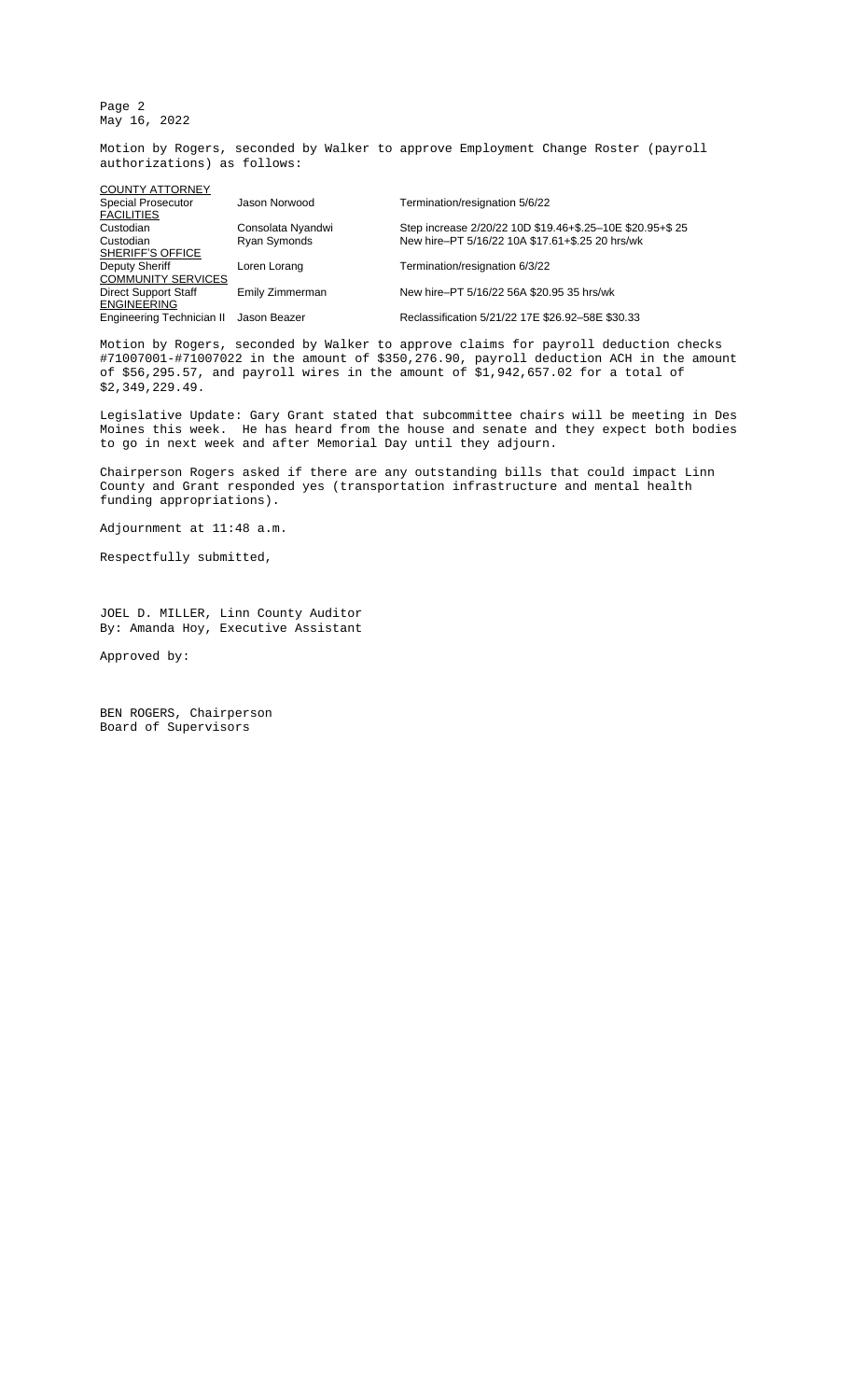Page 2
May 16, 2022

Motion by Rogers, seconded by Walker to approve Employment Change Roster (payroll authorizations) as follows:

| | | |
|---|---|---|
| COUNTY ATTORNEY | | |
| Special Prosecutor | Jason Norwood | Termination/resignation 5/6/22 |
| FACILITIES | | |
| Custodian | Consolata Nyandwi | Step increase 2/20/22 10D $19.46+$.25–10E $20.95+$ 25 |
| Custodian | Ryan Symonds | New hire–PT 5/16/22 10A $17.61+$.25 20 hrs/wk |
| SHERIFF'S OFFICE | | |
| Deputy Sheriff | Loren Lorang | Termination/resignation 6/3/22 |
| COMMUNITY SERVICES | | |
| Direct Support Staff | Emily Zimmerman | New hire–PT 5/16/22 56A $20.95 35 hrs/wk |
| ENGINEERING | | |
| Engineering Technician II | Jason Beazer | Reclassification 5/21/22 17E $26.92–58E $30.33 |

Motion by Rogers, seconded by Walker to approve claims for payroll deduction checks #71007001-#71007022 in the amount of $350,276.90, payroll deduction ACH in the amount of $56,295.57, and payroll wires in the amount of $1,942,657.02 for a total of $2,349,229.49.

Legislative Update: Gary Grant stated that subcommittee chairs will be meeting in Des Moines this week. He has heard from the house and senate and they expect both bodies to go in next week and after Memorial Day until they adjourn.

Chairperson Rogers asked if there are any outstanding bills that could impact Linn County and Grant responded yes (transportation infrastructure and mental health funding appropriations).

Adjournment at 11:48 a.m.

Respectfully submitted,

JOEL D. MILLER, Linn County Auditor
By: Amanda Hoy, Executive Assistant

Approved by:

BEN ROGERS, Chairperson
Board of Supervisors